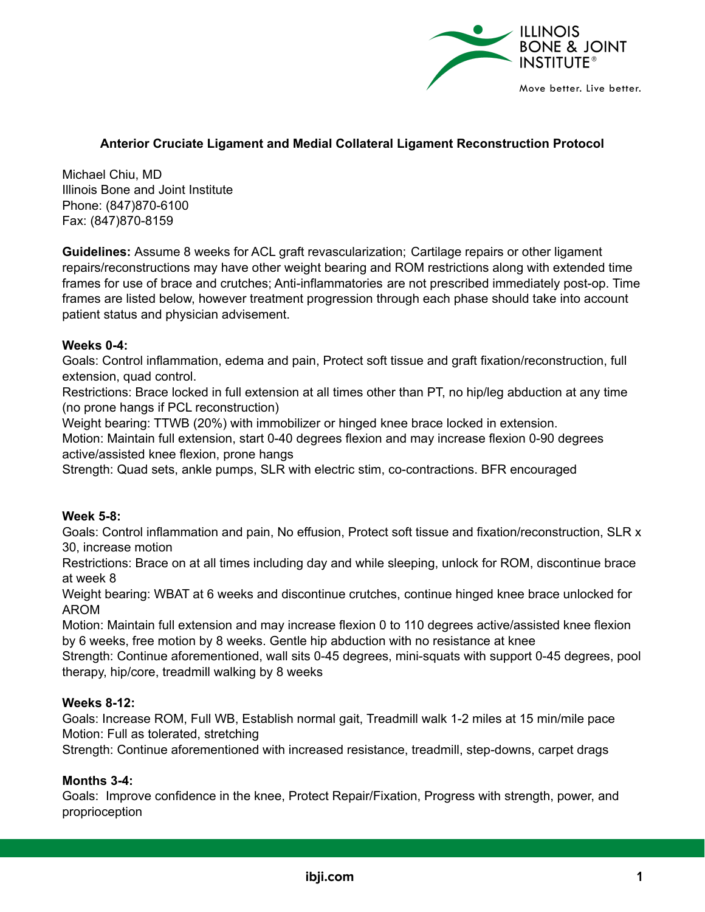**Anterior Cruciate Ligament and Medial Collateral Ligament Reconstruction Protocol**

Michael Chiu, MD
Illinois Bone and Joint Institute
Phone: (847)870-6100
Fax: (847)870-8159

**Guidelines:** Assume 8 weeks for ACL graft revascularization; Cartilage repairs or other ligament repairs/reconstructions may have other weight bearing and ROM restrictions along with extended time frames for use of brace and crutches; Anti-inflammatories are not prescribed immediately post-op. Time frames are listed below, however treatment progression through each phase should take into account patient status and physician advisement.

**Weeks 0-4:**
Goals: Control inflammation, edema and pain, Protect soft tissue and graft fixation/reconstruction, full extension, quad control.
Restrictions: Brace locked in full extension at all times other than PT, no hip/leg abduction at any time (no prone hangs if PCL reconstruction)
Weight bearing: TTWB (20%) with immobilizer or hinged knee brace locked in extension.
Motion: Maintain full extension, start 0-40 degrees flexion and may increase flexion 0-90 degrees active/assisted knee flexion, prone hangs
Strength: Quad sets, ankle pumps, SLR with electric stim, co-contractions. BFR encouraged

**Week 5-8:**
Goals: Control inflammation and pain, No effusion, Protect soft tissue and fixation/reconstruction, SLR x 30, increase motion
Restrictions: Brace on at all times including day and while sleeping, unlock for ROM, discontinue brace at week 8
Weight bearing: WBAT at 6 weeks and discontinue crutches, continue hinged knee brace unlocked for AROM
Motion: Maintain full extension and may increase flexion 0 to 110 degrees active/assisted knee flexion by 6 weeks, free motion by 8 weeks. Gentle hip abduction with no resistance at knee
Strength: Continue aforementioned, wall sits 0-45 degrees, mini-squats with support 0-45 degrees, pool therapy, hip/core, treadmill walking by 8 weeks

**Weeks 8-12:**
Goals: Increase ROM, Full WB, Establish normal gait, Treadmill walk 1-2 miles at 15 min/mile pace
Motion: Full as tolerated, stretching
Strength: Continue aforementioned with increased resistance, treadmill, step-downs, carpet drags

**Months 3-4:**
Goals: Improve confidence in the knee, Protect Repair/Fixation, Progress with strength, power, and proprioception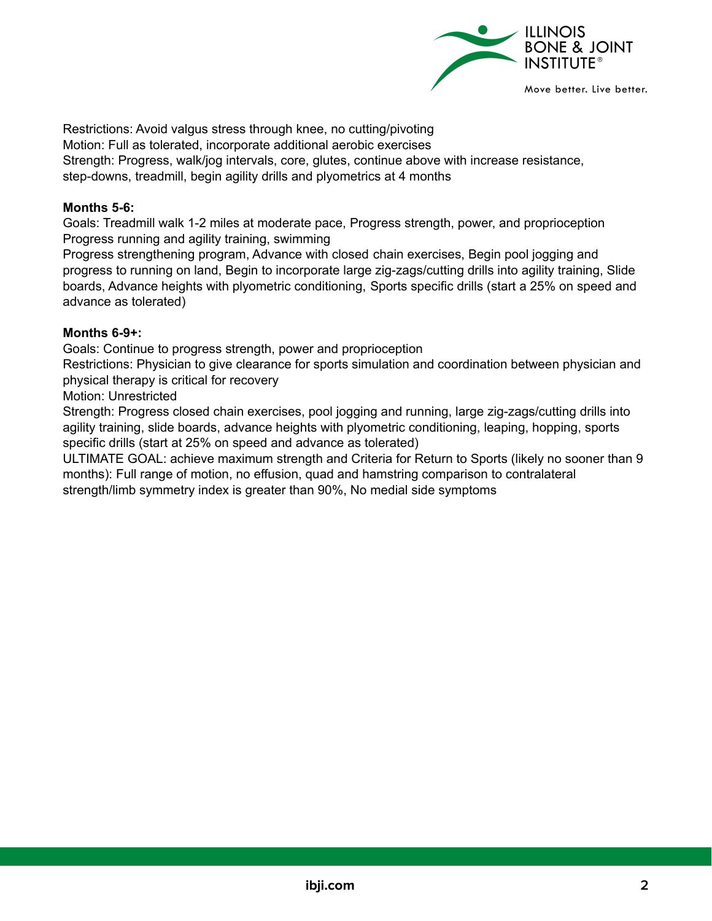Restrictions: Avoid valgus stress through knee, no cutting/pivoting
Motion: Full as tolerated, incorporate additional aerobic exercises
Strength: Progress, walk/jog intervals, core, glutes, continue above with increase resistance, step-downs, treadmill, begin agility drills and plyometrics at 4 months

**Months 5-6:**
Goals: Treadmill walk 1-2 miles at moderate pace, Progress strength, power, and proprioception
Progress running and agility training, swimming
Progress strengthening program, Advance with closed chain exercises, Begin pool jogging and progress to running on land, Begin to incorporate large zig-zags/cutting drills into agility training, Slide boards, Advance heights with plyometric conditioning, Sports specific drills (start a 25% on speed and advance as tolerated)

**Months 6-9+:**
Goals: Continue to progress strength, power and proprioception
Restrictions: Physician to give clearance for sports simulation and coordination between physician and physical therapy is critical for recovery
Motion: Unrestricted
Strength: Progress closed chain exercises, pool jogging and running, large zig-zags/cutting drills into agility training, slide boards, advance heights with plyometric conditioning, leaping, hopping, sports specific drills (start at 25% on speed and advance as tolerated)
ULTIMATE GOAL: achieve maximum strength and Criteria for Return to Sports (likely no sooner than 9 months): Full range of motion, no effusion, quad and hamstring comparison to contralateral strength/limb symmetry index is greater than 90%, No medial side symptoms